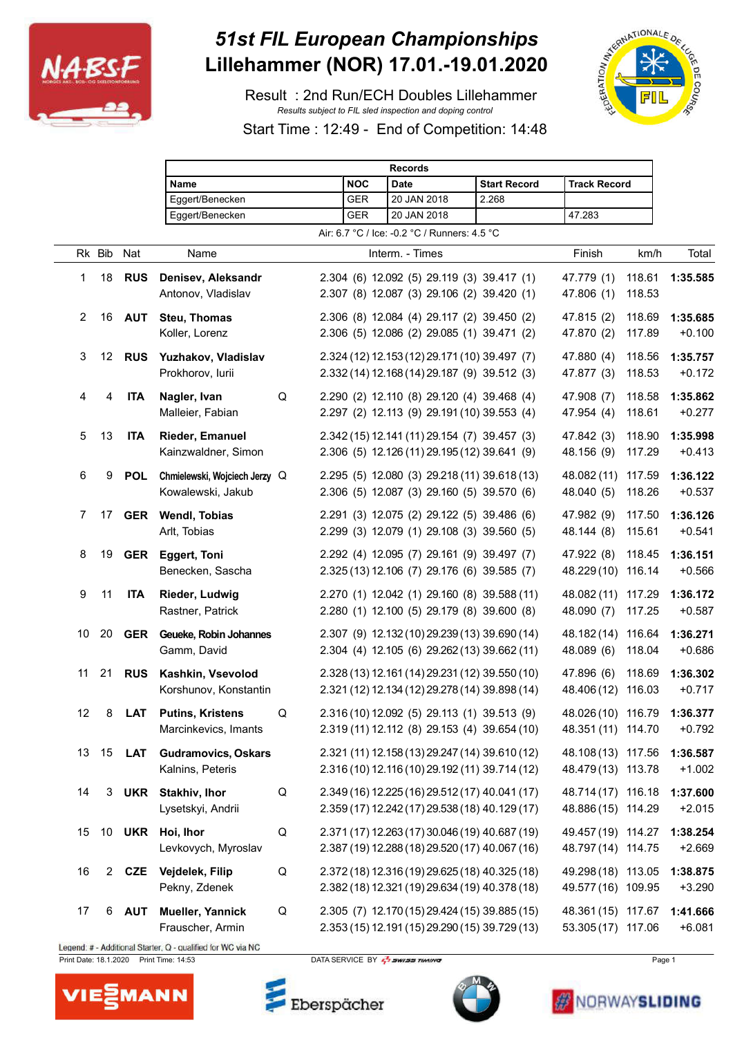# 51st FIL European Championships

# Lillehammer (NOR) 17.01.-19.01.2020

Result : 2nd Run/ECH Doubles Lillehammer

*Results subject to FIL sled inspection and doping control*

Start Time : 12:49 - End of Competition: 14:48

| Records | | | | |
|---|---|---|---|---|
| Name | NOC | Date | Start Record | Track Record |
| Eggert/Benecken | GER | 20 JAN 2018 | 2.268 | |
| Eggert/Benecken | GER | 20 JAN 2018 | | 47.283 |

Air: 6.7 °C / Ice: -0.2 °C / Runners: 4.5 °C

| Rk | Bib | Nat | Name | | Interm. - Times | Finish | km/h | Total |
|---|---|---|---|---|---|---|---|---|
| 1 | 18 | **RUS** | **Denisev, Aleksandr** | | 2.304 (6) 12.092 (5) 29.119 (3) 39.417 (1) | 47.779 (1) | 118.61 | **1:35.585** |
| | | | Antonov, Vladislav | | 2.307 (8) 12.087 (3) 29.106 (2) 39.420 (1) | 47.806 (1) | 118.53 | |
| 2 | 16 | **AUT** | **Steu, Thomas** | | 2.306 (8) 12.084 (4) 29.117 (2) 39.450 (2) | 47.815 (2) | 118.69 | **1:35.685** |
| | | | Koller, Lorenz | | 2.306 (5) 12.086 (2) 29.085 (1) 39.471 (2) | 47.870 (2) | 117.89 | +0.100 |
| 3 | 12 | **RUS** | **Yuzhakov, Vladislav** | | 2.324 (12) 12.153 (12) 29.171 (10) 39.497 (7) | 47.880 (4) | 118.56 | **1:35.757** |
| | | | Prokhorov, Iurii | | 2.332 (14) 12.168 (14) 29.187 (9) 39.512 (3) | 47.877 (3) | 118.53 | +0.172 |
| 4 | 4 | **ITA** | **Nagler, Ivan** | Q | 2.290 (2) 12.110 (8) 29.120 (4) 39.468 (4) | 47.908 (7) | 118.58 | **1:35.862** |
| | | | Malleier, Fabian | | 2.297 (2) 12.113 (9) 29.191 (10) 39.553 (4) | 47.954 (4) | 118.61 | +0.277 |
| 5 | 13 | **ITA** | **Rieder, Emanuel** | | 2.342 (15) 12.141 (11) 29.154 (7) 39.457 (3) | 47.842 (3) | 118.90 | **1:35.998** |
| | | | Kainzwaldner, Simon | | 2.306 (5) 12.126 (11) 29.195 (12) 39.641 (9) | 48.156 (9) | 117.29 | +0.413 |
| 6 | 9 | **POL** | **Chmielewski, Wojciech Jerzy** | Q | 2.295 (5) 12.080 (3) 29.218 (11) 39.618 (13) | 48.082 (11) | 117.59 | **1:36.122** |
| | | | Kowalewski, Jakub | | 2.306 (5) 12.087 (3) 29.160 (5) 39.570 (6) | 48.040 (5) | 118.26 | +0.537 |
| 7 | 17 | **GER** | **Wendl, Tobias** | | 2.291 (3) 12.075 (2) 29.122 (5) 39.486 (6) | 47.982 (9) | 117.50 | **1:36.126** |
| | | | Arlt, Tobias | | 2.299 (3) 12.079 (1) 29.108 (3) 39.560 (5) | 48.144 (8) | 115.61 | +0.541 |
| 8 | 19 | **GER** | **Eggert, Toni** | | 2.292 (4) 12.095 (7) 29.161 (9) 39.497 (7) | 47.922 (8) | 118.45 | **1:36.151** |
| | | | Benecken, Sascha | | 2.325 (13) 12.106 (7) 29.176 (6) 39.585 (7) | 48.229 (10) | 116.14 | +0.566 |
| 9 | 11 | **ITA** | **Rieder, Ludwig** | | 2.270 (1) 12.042 (1) 29.160 (8) 39.588 (11) | 48.082 (11) | 117.29 | **1:36.172** |
| | | | Rastner, Patrick | | 2.280 (1) 12.100 (5) 29.179 (8) 39.600 (8) | 48.090 (7) | 117.25 | +0.587 |
| 10 | 20 | **GER** | **Geueke, Robin Johannes** | | 2.307 (9) 12.132 (10) 29.239 (13) 39.690 (14) | 48.182 (14) | 116.64 | **1:36.271** |
| | | | Gamm, David | | 2.304 (4) 12.105 (6) 29.262 (13) 39.662 (11) | 48.089 (6) | 118.04 | +0.686 |
| 11 | 21 | **RUS** | **Kashkin, Vsevolod** | | 2.328 (13) 12.161 (14) 29.231 (12) 39.550 (10) | 47.896 (6) | 118.69 | **1:36.302** |
| | | | Korshunov, Konstantin | | 2.321 (12) 12.134 (12) 29.278 (14) 39.898 (14) | 48.406 (12) | 116.03 | +0.717 |
| 12 | 8 | **LAT** | **Putins, Kristens** | Q | 2.316 (10) 12.092 (5) 29.113 (1) 39.513 (9) | 48.026 (10) | 116.79 | **1:36.377** |
| | | | Marcinkevics, Imants | | 2.319 (11) 12.112 (8) 29.153 (4) 39.654 (10) | 48.351 (11) | 114.70 | +0.792 |
| 13 | 15 | **LAT** | **Gudramovics, Oskars** | | 2.321 (11) 12.158 (13) 29.247 (14) 39.610 (12) | 48.108 (13) | 117.56 | **1:36.587** |
| | | | Kalnins, Peteris | | 2.316 (10) 12.116 (10) 29.192 (11) 39.714 (12) | 48.479 (13) | 113.78 | +1.002 |
| 14 | 3 | **UKR** | **Stakhiv, Ihor** | Q | 2.349 (16) 12.225 (16) 29.512 (17) 40.041 (17) | 48.714 (17) | 116.18 | **1:37.600** |
| | | | Lysetskyi, Andrii | | 2.359 (17) 12.242 (17) 29.538 (18) 40.129 (17) | 48.886 (15) | 114.29 | +2.015 |
| 15 | 10 | **UKR** | **Hoi, Ihor** | Q | 2.371 (17) 12.263 (17) 30.046 (19) 40.687 (19) | 49.457 (19) | 114.27 | **1:38.254** |
| | | | Levkovych, Myroslav | | 2.387 (19) 12.288 (18) 29.520 (17) 40.067 (16) | 48.797 (14) | 114.75 | +2.669 |
| 16 | 2 | **CZE** | **Vejdelek, Filip** | Q | 2.372 (18) 12.316 (19) 29.625 (18) 40.325 (18) | 49.298 (18) | 113.05 | **1:38.875** |
| | | | Pekny, Zdenek | | 2.382 (18) 12.321 (19) 29.634 (19) 40.378 (18) | 49.577 (16) | 109.95 | +3.290 |
| 17 | 6 | **AUT** | **Mueller, Yannick** | Q | 2.305 (7) 12.170 (15) 29.424 (15) 39.885 (15) | 48.361 (15) | 117.67 | **1:41.666** |
| | | | Frauscher, Armin | | 2.353 (15) 12.191 (15) 29.290 (15) 39.729 (13) | 53.305 (17) | 117.06 | +6.081 |

Legend: # - Additional Starter, Q - qualified for WC via NC

Print Date: 18.1.2020 Print Time: 14:53 DATA SERVICE BY SWISS TIMING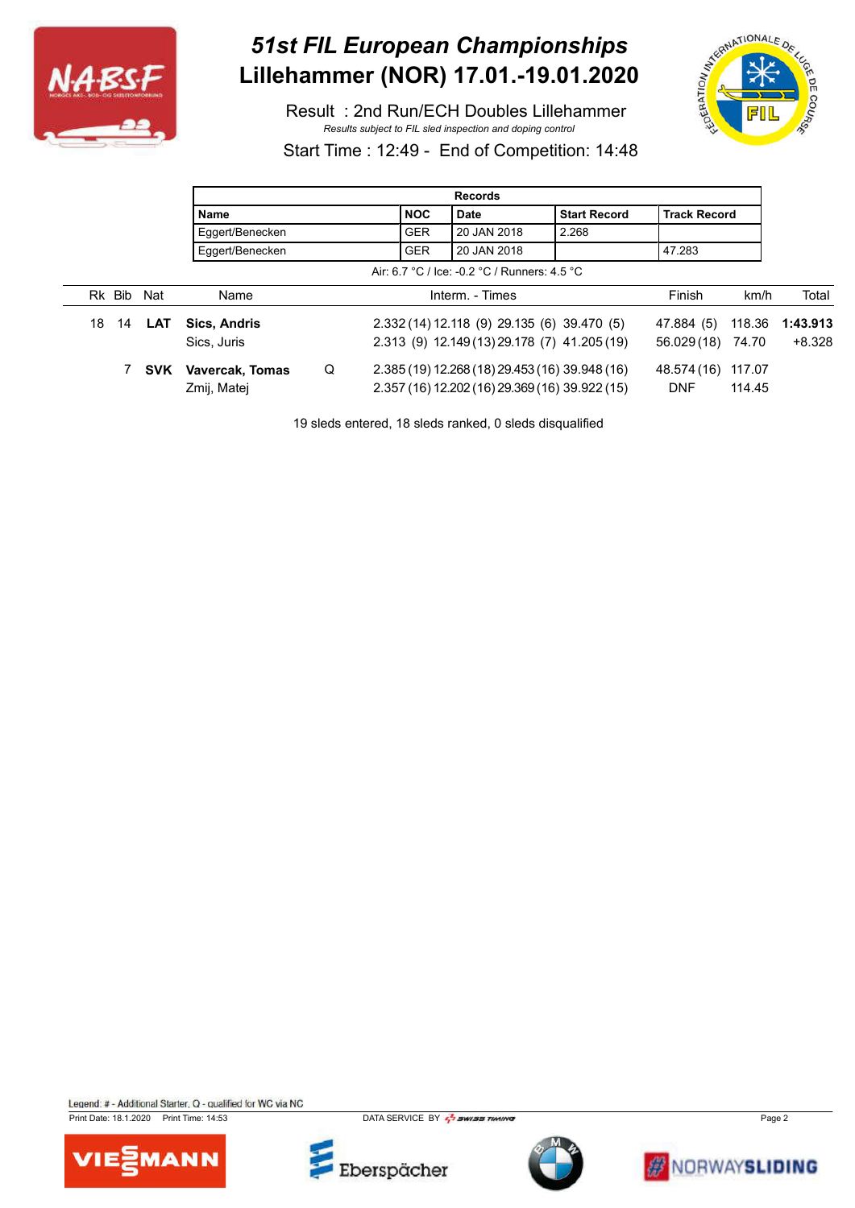# 51st FIL European Championships
# Lillehammer (NOR) 17.01.-19.01.2020

Result : 2nd Run/ECH Doubles Lillehammer

*Results subject to FIL sled inspection and doping control*

Start Time : 12:49 - End of Competition: 14:48

| Records | | | | |
|---|---|---|---|---|
| **Name** | **NOC** | **Date** | **Start Record** | **Track Record** |
| Eggert/Benecken | GER | 20 JAN 2018 | 2.268 | |
| Eggert/Benecken | GER | 20 JAN 2018 | | 47.283 |

Air: 6.7 °C / Ice: -0.2 °C / Runners: 4.5 °C

| Rk | Bib | Nat | Name | | Interm. - Times | Finish | km/h | Total |
|---|---|---|---|---|---|---|---|---|
| 18 | 14 | **LAT** | **Sics, Andris** | | 2.332 (14) 12.118 (9) 29.135 (6) 39.470 (5) | 47.884 (5) | 118.36 | **1:43.913** |
| | | | Sics, Juris | | 2.313 (9) 12.149 (13) 29.178 (7) 41.205 (19) | 56.029 (18) | 74.70 | +8.328 |
| | 7 | **SVK** | **Vavercak, Tomas** | Q | 2.385 (19) 12.268 (18) 29.453 (16) 39.948 (16) | 48.574 (16) | 117.07 | |
| | | | Zmij, Matej | | 2.357 (16) 12.202 (16) 29.369 (16) 39.922 (15) | DNF | 114.45 | |

19 sleds entered, 18 sleds ranked, 0 sleds disqualified

Legend: # - Additional Starter, Q - qualified for WC via NC

Print Date: 18.1.2020 Print Time: 14:53 DATA SERVICE BY SWISS TIMING